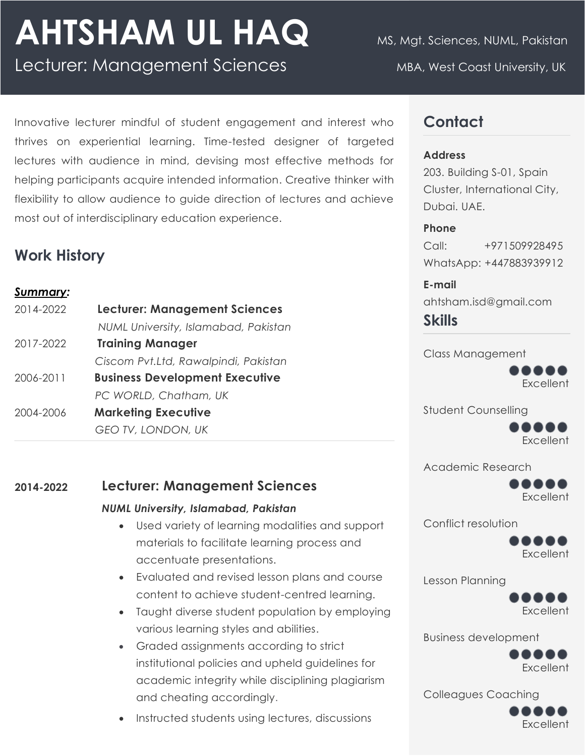# AHTSHAM UL HAQ

Lecturer: Management Sciences

MS, Mgt. Sciences, NUML, Pakistan

MBA, West Coast University, UK

Innovative lecturer mindful of student engagement and interest who thrives on experiential learning. Time-tested designer of targeted lectures with audience in mind, devising most effective methods for helping participants acquire intended information. Creative thinker with flexibility to allow audience to guide direction of lectures and achieve most out of interdisciplinary education experience.

## Contact

**Address**

203. Building S-01, Spain Cluster, International City, Dubai. UAE.

**Phone**

Call: +971509928495

WhatsApp: +447883939912

**E-mail**

ahtsham.isd@gmail.com

## Skills

- Class Management — ●●●●● Excellent
- Student Counselling — ●●●●● Excellent
- Academic Research — ●●●●● Excellent
- Conflict resolution — ●●●●● Excellent
- Lesson Planning — ●●●●● Excellent
- Business development — ●●●●● Excellent
- Colleagues Coaching — ●●●●● Excellent

## Work History

***Summary:***

| | |
|---|---|
| 2014-2022 | **Lecturer: Management Sciences** <br> *NUML University, Islamabad, Pakistan* |
| 2017-2022 | **Training Manager** <br> *Ciscom Pvt.Ltd, Rawalpindi, Pakistan* |
| 2006-2011 | **Business Development Executive** <br> *PC WORLD, Chatham, UK* |
| 2004-2006 | **Marketing Executive** <br> *GEO TV, LONDON, UK* |

---

**2014-2022**

### Lecturer: Management Sciences

***NUML University, Islamabad, Pakistan***

- Used variety of learning modalities and support materials to facilitate learning process and accentuate presentations.
- Evaluated and revised lesson plans and course content to achieve student-centred learning.
- Taught diverse student population by employing various learning styles and abilities.
- Graded assignments according to strict institutional policies and upheld guidelines for academic integrity while disciplining plagiarism and cheating accordingly.
- Instructed students using lectures, discussions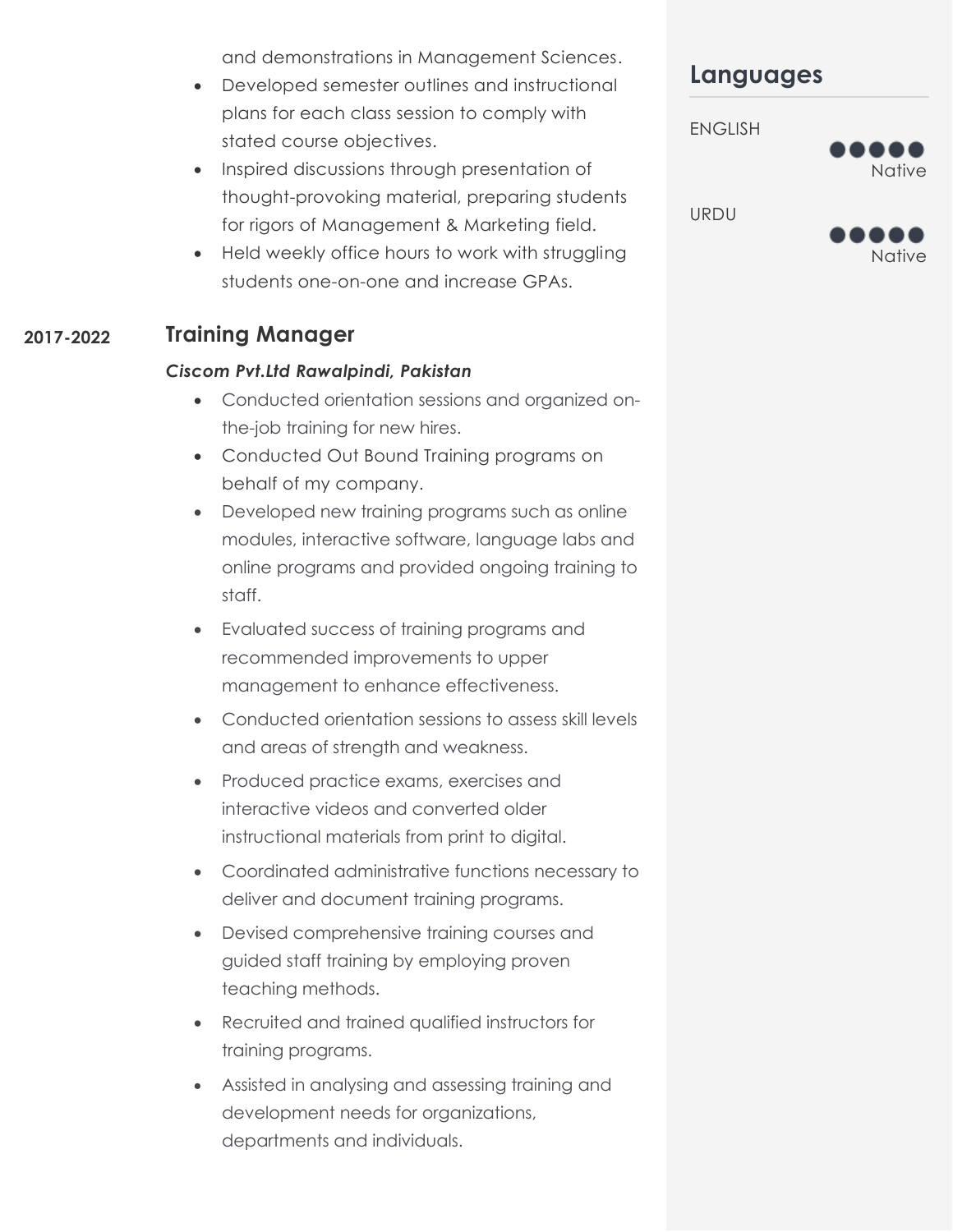and demonstrations in Management Sciences.

- Developed semester outlines and instructional plans for each class session to comply with stated course objectives.
- Inspired discussions through presentation of thought-provoking material, preparing students for rigors of Management & Marketing field.
- Held weekly office hours to work with struggling students one-on-one and increase GPAs.

**2017-2022**

### Training Manager

***Ciscom Pvt.Ltd Rawalpindi, Pakistan***

- Conducted orientation sessions and organized on-the-job training for new hires.
- Conducted Out Bound Training programs on behalf of my company.
- Developed new training programs such as online modules, interactive software, language labs and online programs and provided ongoing training to staff.
- Evaluated success of training programs and recommended improvements to upper management to enhance effectiveness.
- Conducted orientation sessions to assess skill levels and areas of strength and weakness.
- Produced practice exams, exercises and interactive videos and converted older instructional materials from print to digital.
- Coordinated administrative functions necessary to deliver and document training programs.
- Devised comprehensive training courses and guided staff training by employing proven teaching methods.
- Recruited and trained qualified instructors for training programs.
- Assisted in analysing and assessing training and development needs for organizations, departments and individuals.

## Languages

ENGLISH
●●●●● Native

URDU
●●●●● Native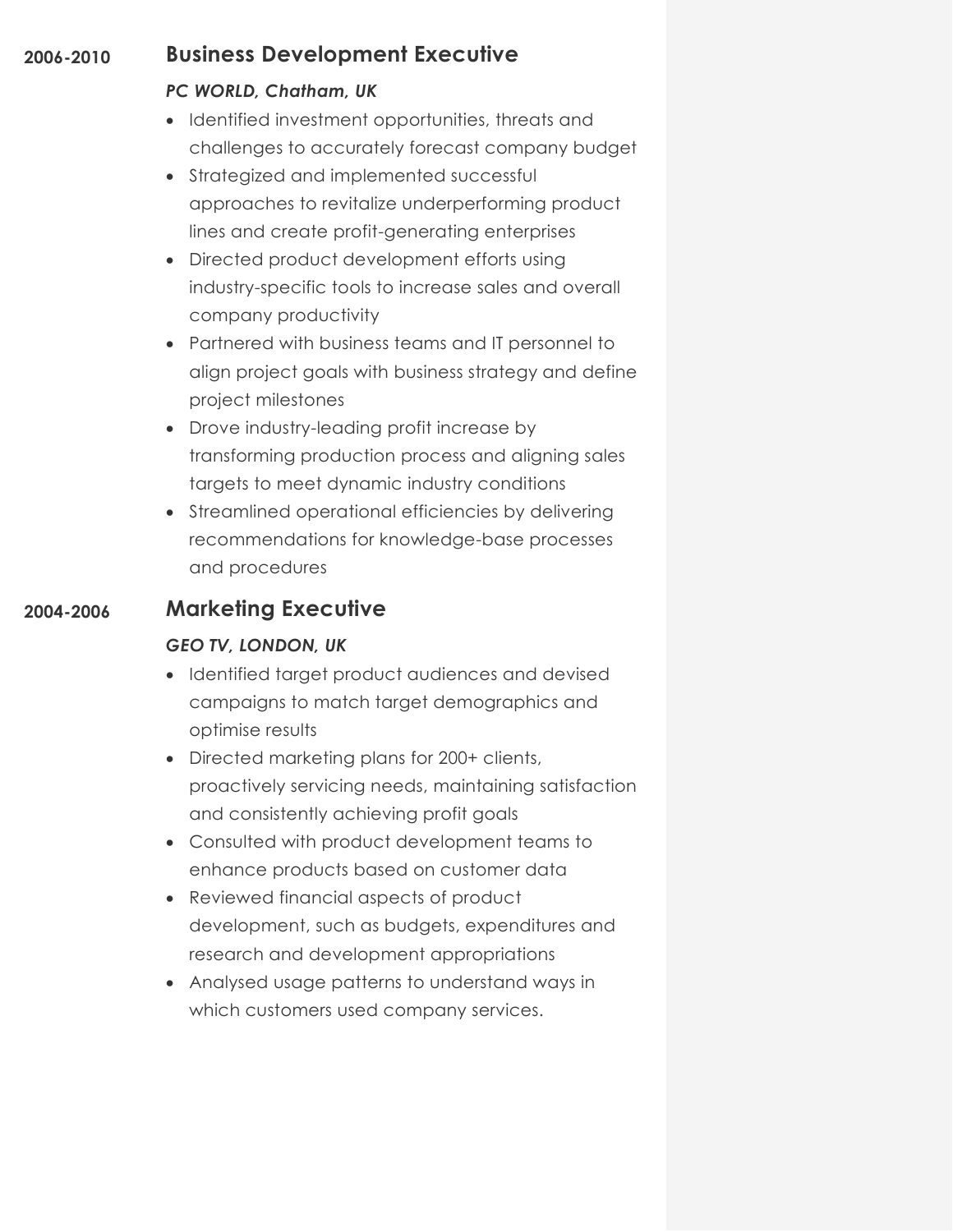**2006-2010**

### Business Development Executive

***PC WORLD, Chatham, UK***

- Identified investment opportunities, threats and challenges to accurately forecast company budget
- Strategized and implemented successful approaches to revitalize underperforming product lines and create profit-generating enterprises
- Directed product development efforts using industry-specific tools to increase sales and overall company productivity
- Partnered with business teams and IT personnel to align project goals with business strategy and define project milestones
- Drove industry-leading profit increase by transforming production process and aligning sales targets to meet dynamic industry conditions
- Streamlined operational efficiencies by delivering recommendations for knowledge-base processes and procedures

**2004-2006**

### Marketing Executive

***GEO TV, LONDON, UK***

- Identified target product audiences and devised campaigns to match target demographics and optimise results
- Directed marketing plans for 200+ clients, proactively servicing needs, maintaining satisfaction and consistently achieving profit goals
- Consulted with product development teams to enhance products based on customer data
- Reviewed financial aspects of product development, such as budgets, expenditures and research and development appropriations
- Analysed usage patterns to understand ways in which customers used company services.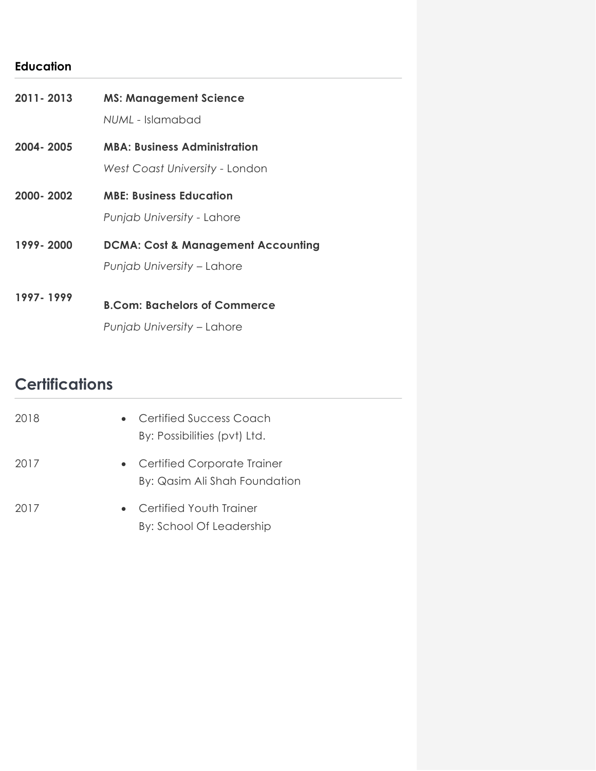## Education

**2011- 2013** **MS: Management Science**
*NUML* - Islamabad

**2004- 2005** **MBA: Business Administration**
*West Coast University* - London

**2000- 2002** **MBE: Business Education**
*Punjab University* - Lahore

**1999- 2000** **DCMA: Cost & Management Accounting**
*Punjab University* – Lahore

**1997- 1999** **B.Com: Bachelors of Commerce**
*Punjab University* – Lahore

## Certifications

2018
- Certified Success Coach
  By: Possibilities (pvt) Ltd.

2017
- Certified Corporate Trainer
  By: Qasim Ali Shah Foundation

2017
- Certified Youth Trainer
  By: School Of Leadership